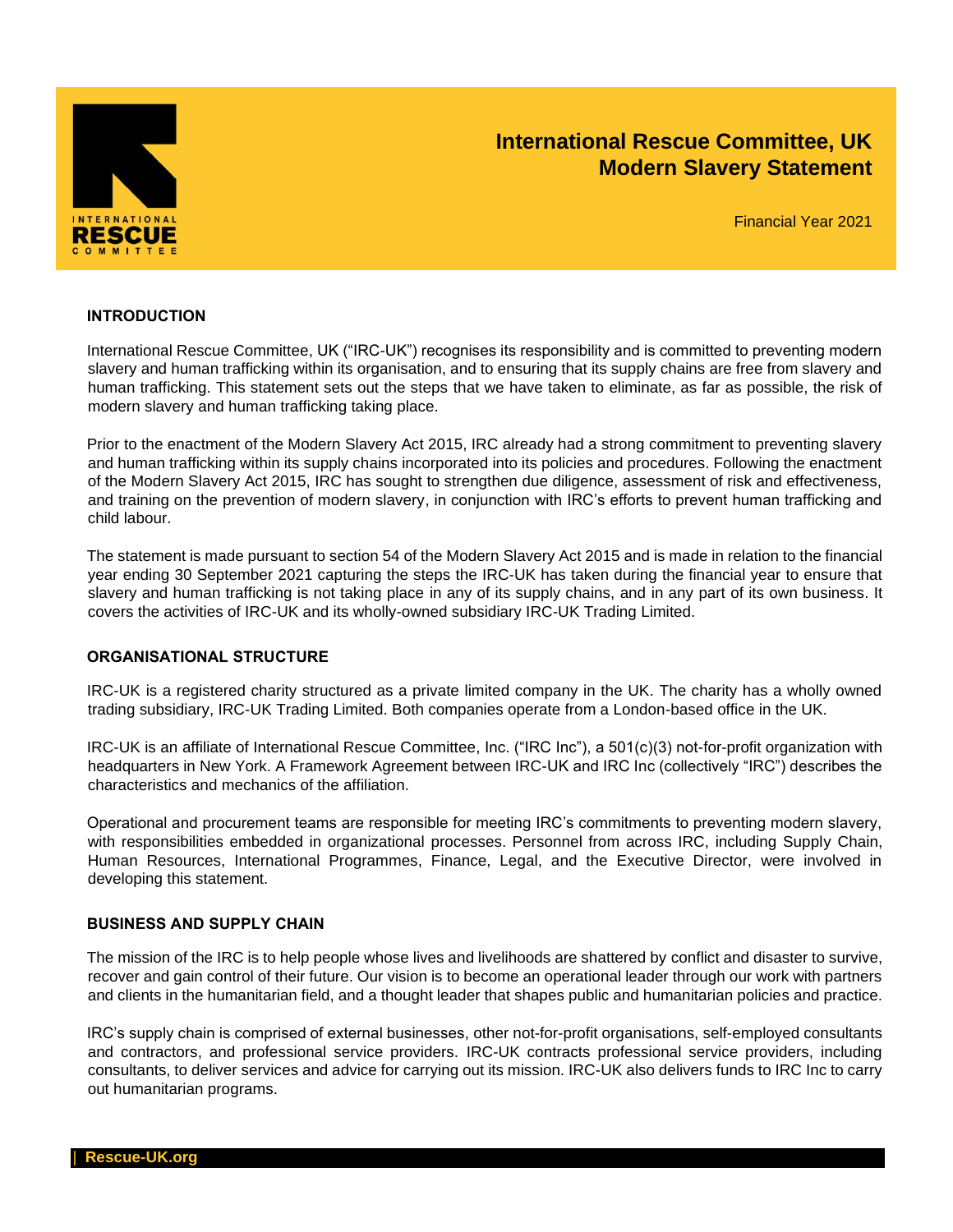# International Rescue Committee, UK Modern Slavery Statement

Financial Year 2021

## INTRODUCTION

International Rescue Committee, UK ("IRC-UK") recognises its responsibility and is committed to preventing modern slavery and human trafficking within its organisation, and to ensuring that its supply chains are free from slavery and human trafficking. This statement sets out the steps that we have taken to eliminate, as far as possible, the risk of modern slavery and human trafficking taking place.

Prior to the enactment of the Modern Slavery Act 2015, IRC already had a strong commitment to preventing slavery and human trafficking within its supply chains incorporated into its policies and procedures. Following the enactment of the Modern Slavery Act 2015, IRC has sought to strengthen due diligence, assessment of risk and effectiveness, and training on the prevention of modern slavery, in conjunction with IRC's efforts to prevent human trafficking and child labour.

The statement is made pursuant to section 54 of the Modern Slavery Act 2015 and is made in relation to the financial year ending 30 September 2021 capturing the steps the IRC-UK has taken during the financial year to ensure that slavery and human trafficking is not taking place in any of its supply chains, and in any part of its own business. It covers the activities of IRC-UK and its wholly-owned subsidiary IRC-UK Trading Limited.

## ORGANISATIONAL STRUCTURE

IRC-UK is a registered charity structured as a private limited company in the UK. The charity has a wholly owned trading subsidiary, IRC-UK Trading Limited. Both companies operate from a London-based office in the UK.

IRC-UK is an affiliate of International Rescue Committee, Inc. ("IRC Inc"), a 501(c)(3) not-for-profit organization with headquarters in New York. A Framework Agreement between IRC-UK and IRC Inc (collectively "IRC") describes the characteristics and mechanics of the affiliation.

Operational and procurement teams are responsible for meeting IRC's commitments to preventing modern slavery, with responsibilities embedded in organizational processes. Personnel from across IRC, including Supply Chain, Human Resources, International Programmes, Finance, Legal, and the Executive Director, were involved in developing this statement.

## BUSINESS AND SUPPLY CHAIN

The mission of the IRC is to help people whose lives and livelihoods are shattered by conflict and disaster to survive, recover and gain control of their future. Our vision is to become an operational leader through our work with partners and clients in the humanitarian field, and a thought leader that shapes public and humanitarian policies and practice.

IRC's supply chain is comprised of external businesses, other not-for-profit organisations, self-employed consultants and contractors, and professional service providers. IRC-UK contracts professional service providers, including consultants, to deliver services and advice for carrying out its mission. IRC-UK also delivers funds to IRC Inc to carry out humanitarian programs.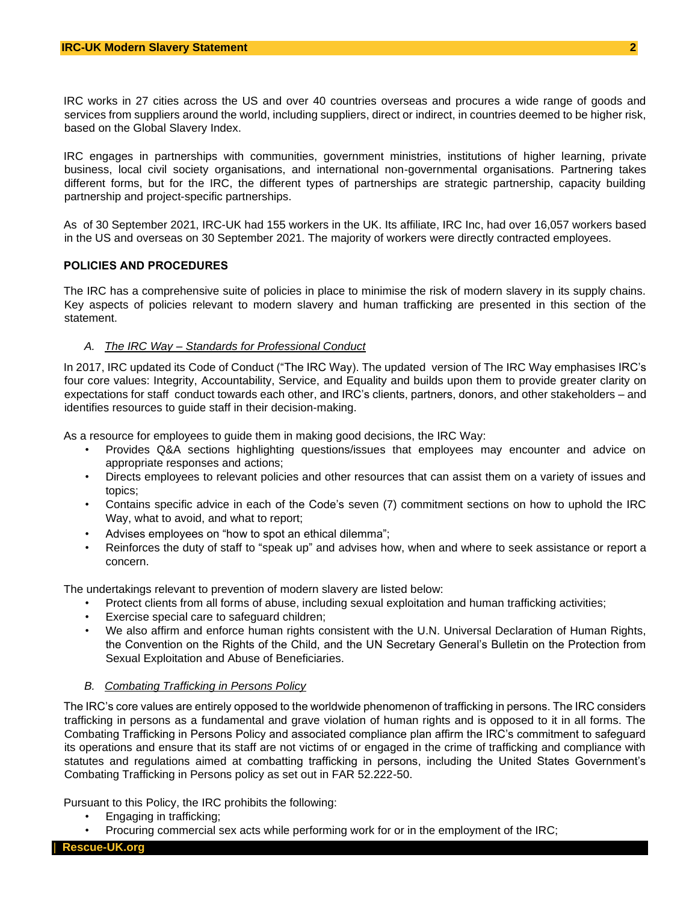IRC works in 27 cities across the US and over 40 countries overseas and procures a wide range of goods and services from suppliers around the world, including suppliers, direct or indirect, in countries deemed to be higher risk, based on the Global Slavery Index.

IRC engages in partnerships with communities, government ministries, institutions of higher learning, private business, local civil society organisations, and international non-governmental organisations. Partnering takes different forms, but for the IRC, the different types of partnerships are strategic partnership, capacity building partnership and project-specific partnerships.

As of 30 September 2021, IRC-UK had 155 workers in the UK. Its affiliate, IRC Inc, had over 16,057 workers based in the US and overseas on 30 September 2021. The majority of workers were directly contracted employees.

## POLICIES AND PROCEDURES

The IRC has a comprehensive suite of policies in place to minimise the risk of modern slavery in its supply chains. Key aspects of policies relevant to modern slavery and human trafficking are presented in this section of the statement.

### *A. The IRC Way – Standards for Professional Conduct*

In 2017, IRC updated its Code of Conduct ("The IRC Way). The updated version of The IRC Way emphasises IRC's four core values: Integrity, Accountability, Service, and Equality and builds upon them to provide greater clarity on expectations for staff conduct towards each other, and IRC's clients, partners, donors, and other stakeholders – and identifies resources to guide staff in their decision-making.

As a resource for employees to guide them in making good decisions, the IRC Way:

- Provides Q&A sections highlighting questions/issues that employees may encounter and advice on appropriate responses and actions;
- Directs employees to relevant policies and other resources that can assist them on a variety of issues and topics;
- Contains specific advice in each of the Code's seven (7) commitment sections on how to uphold the IRC Way, what to avoid, and what to report;
- Advises employees on "how to spot an ethical dilemma";
- Reinforces the duty of staff to "speak up" and advises how, when and where to seek assistance or report a concern.

The undertakings relevant to prevention of modern slavery are listed below:

- Protect clients from all forms of abuse, including sexual exploitation and human trafficking activities;
- Exercise special care to safeguard children;
- We also affirm and enforce human rights consistent with the U.N. Universal Declaration of Human Rights, the Convention on the Rights of the Child, and the UN Secretary General's Bulletin on the Protection from Sexual Exploitation and Abuse of Beneficiaries.

### *B. Combating Trafficking in Persons Policy*

The IRC's core values are entirely opposed to the worldwide phenomenon of trafficking in persons. The IRC considers trafficking in persons as a fundamental and grave violation of human rights and is opposed to it in all forms. The Combating Trafficking in Persons Policy and associated compliance plan affirm the IRC's commitment to safeguard its operations and ensure that its staff are not victims of or engaged in the crime of trafficking and compliance with statutes and regulations aimed at combatting trafficking in persons, including the United States Government's Combating Trafficking in Persons policy as set out in FAR 52.222-50.

Pursuant to this Policy, the IRC prohibits the following:

- Engaging in trafficking;
- Procuring commercial sex acts while performing work for or in the employment of the IRC;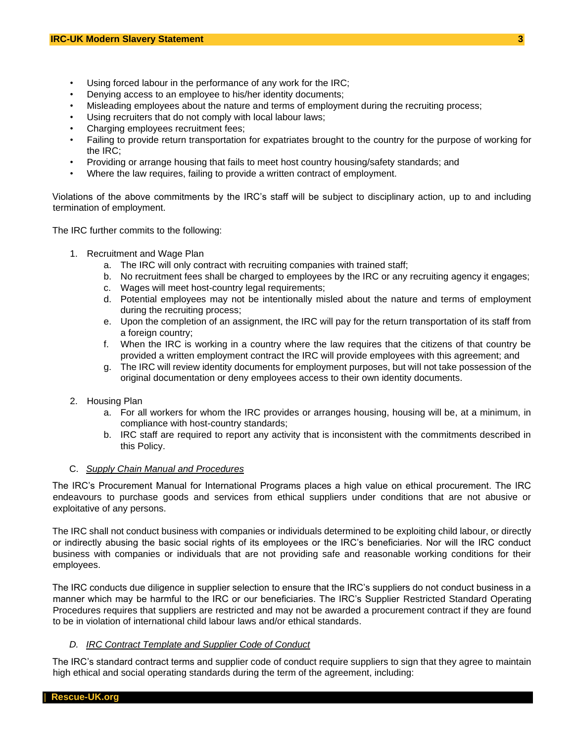- Using forced labour in the performance of any work for the IRC;
- Denying access to an employee to his/her identity documents;
- Misleading employees about the nature and terms of employment during the recruiting process;
- Using recruiters that do not comply with local labour laws;
- Charging employees recruitment fees;
- Failing to provide return transportation for expatriates brought to the country for the purpose of working for the IRC;
- Providing or arrange housing that fails to meet host country housing/safety standards; and
- Where the law requires, failing to provide a written contract of employment.

Violations of the above commitments by the IRC's staff will be subject to disciplinary action, up to and including termination of employment.

The IRC further commits to the following:

1. Recruitment and Wage Plan
   a. The IRC will only contract with recruiting companies with trained staff;
   b. No recruitment fees shall be charged to employees by the IRC or any recruiting agency it engages;
   c. Wages will meet host-country legal requirements;
   d. Potential employees may not be intentionally misled about the nature and terms of employment during the recruiting process;
   e. Upon the completion of an assignment, the IRC will pay for the return transportation of its staff from a foreign country;
   f. When the IRC is working in a country where the law requires that the citizens of that country be provided a written employment contract the IRC will provide employees with this agreement; and
   g. The IRC will review identity documents for employment purposes, but will not take possession of the original documentation or deny employees access to their own identity documents.

2. Housing Plan
   a. For all workers for whom the IRC provides or arranges housing, housing will be, at a minimum, in compliance with host-country standards;
   b. IRC staff are required to report any activity that is inconsistent with the commitments described in this Policy.

C. *Supply Chain Manual and Procedures*

The IRC's Procurement Manual for International Programs places a high value on ethical procurement. The IRC endeavours to purchase goods and services from ethical suppliers under conditions that are not abusive or exploitative of any persons.

The IRC shall not conduct business with companies or individuals determined to be exploiting child labour, or directly or indirectly abusing the basic social rights of its employees or the IRC's beneficiaries. Nor will the IRC conduct business with companies or individuals that are not providing safe and reasonable working conditions for their employees.

The IRC conducts due diligence in supplier selection to ensure that the IRC's suppliers do not conduct business in a manner which may be harmful to the IRC or our beneficiaries. The IRC's Supplier Restricted Standard Operating Procedures requires that suppliers are restricted and may not be awarded a procurement contract if they are found to be in violation of international child labour laws and/or ethical standards.

*D. IRC Contract Template and Supplier Code of Conduct*

The IRC's standard contract terms and supplier code of conduct require suppliers to sign that they agree to maintain high ethical and social operating standards during the term of the agreement, including: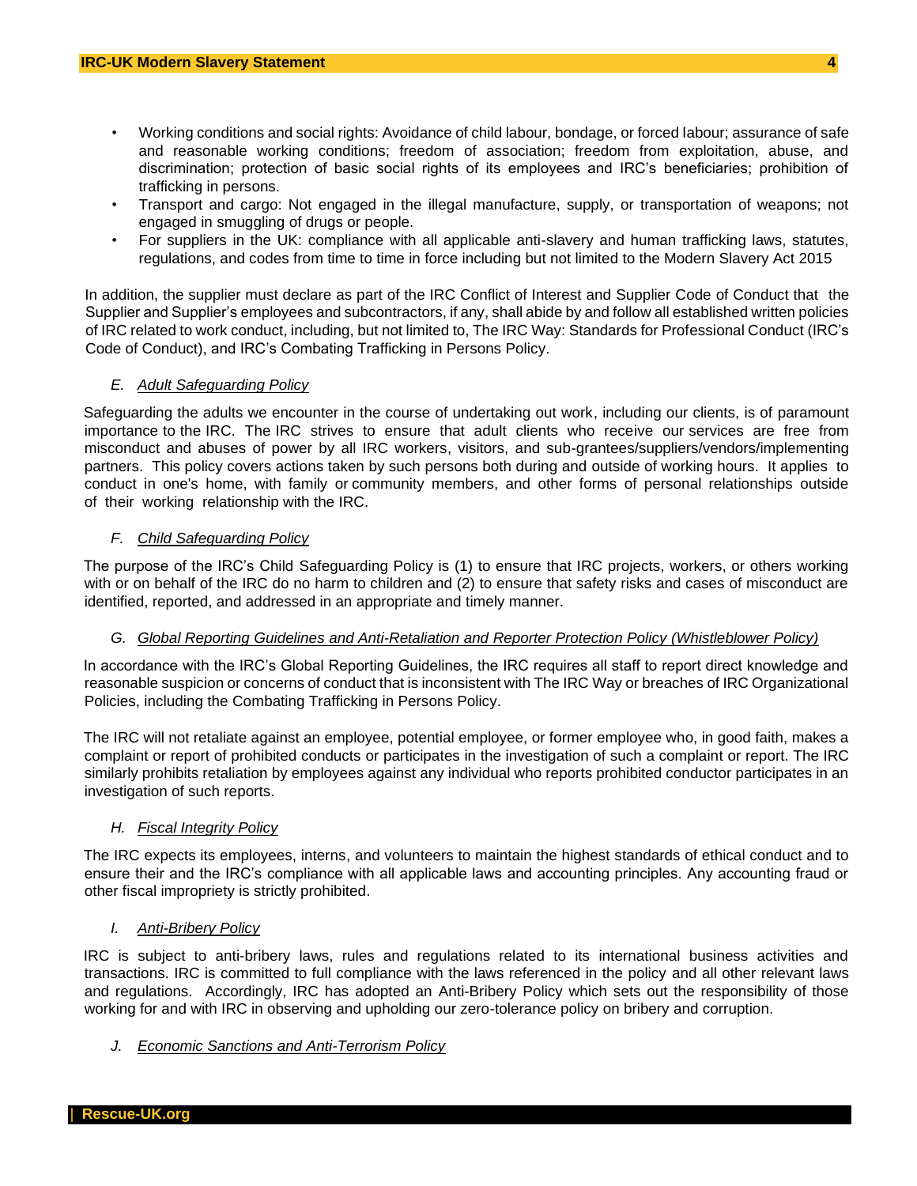- Working conditions and social rights: Avoidance of child labour, bondage, or forced labour; assurance of safe and reasonable working conditions; freedom of association; freedom from exploitation, abuse, and discrimination; protection of basic social rights of its employees and IRC's beneficiaries; prohibition of trafficking in persons.
- Transport and cargo: Not engaged in the illegal manufacture, supply, or transportation of weapons; not engaged in smuggling of drugs or people.
- For suppliers in the UK: compliance with all applicable anti-slavery and human trafficking laws, statutes, regulations, and codes from time to time in force including but not limited to the Modern Slavery Act 2015

In addition, the supplier must declare as part of the IRC Conflict of Interest and Supplier Code of Conduct that the Supplier and Supplier's employees and subcontractors, if any, shall abide by and follow all established written policies of IRC related to work conduct, including, but not limited to, The IRC Way: Standards for Professional Conduct (IRC's Code of Conduct), and IRC's Combating Trafficking in Persons Policy.

*E. Adult Safeguarding Policy*

Safeguarding the adults we encounter in the course of undertaking out work, including our clients, is of paramount importance to the IRC. The IRC strives to ensure that adult clients who receive our services are free from misconduct and abuses of power by all IRC workers, visitors, and sub-grantees/suppliers/vendors/implementing partners. This policy covers actions taken by such persons both during and outside of working hours. It applies to conduct in one's home, with family or community members, and other forms of personal relationships outside of their working relationship with the IRC.

*F. Child Safeguarding Policy*

The purpose of the IRC's Child Safeguarding Policy is (1) to ensure that IRC projects, workers, or others working with or on behalf of the IRC do no harm to children and (2) to ensure that safety risks and cases of misconduct are identified, reported, and addressed in an appropriate and timely manner.

*G. Global Reporting Guidelines and Anti-Retaliation and Reporter Protection Policy (Whistleblower Policy)*

In accordance with the IRC's Global Reporting Guidelines, the IRC requires all staff to report direct knowledge and reasonable suspicion or concerns of conduct that is inconsistent with The IRC Way or breaches of IRC Organizational Policies, including the Combating Trafficking in Persons Policy.

The IRC will not retaliate against an employee, potential employee, or former employee who, in good faith, makes a complaint or report of prohibited conducts or participates in the investigation of such a complaint or report. The IRC similarly prohibits retaliation by employees against any individual who reports prohibited conductor participates in an investigation of such reports.

*H. Fiscal Integrity Policy*

The IRC expects its employees, interns, and volunteers to maintain the highest standards of ethical conduct and to ensure their and the IRC's compliance with all applicable laws and accounting principles. Any accounting fraud or other fiscal impropriety is strictly prohibited.

*I. Anti-Bribery Policy*

IRC is subject to anti-bribery laws, rules and regulations related to its international business activities and transactions. IRC is committed to full compliance with the laws referenced in the policy and all other relevant laws and regulations. Accordingly, IRC has adopted an Anti-Bribery Policy which sets out the responsibility of those working for and with IRC in observing and upholding our zero-tolerance policy on bribery and corruption.

*J. Economic Sanctions and Anti-Terrorism Policy*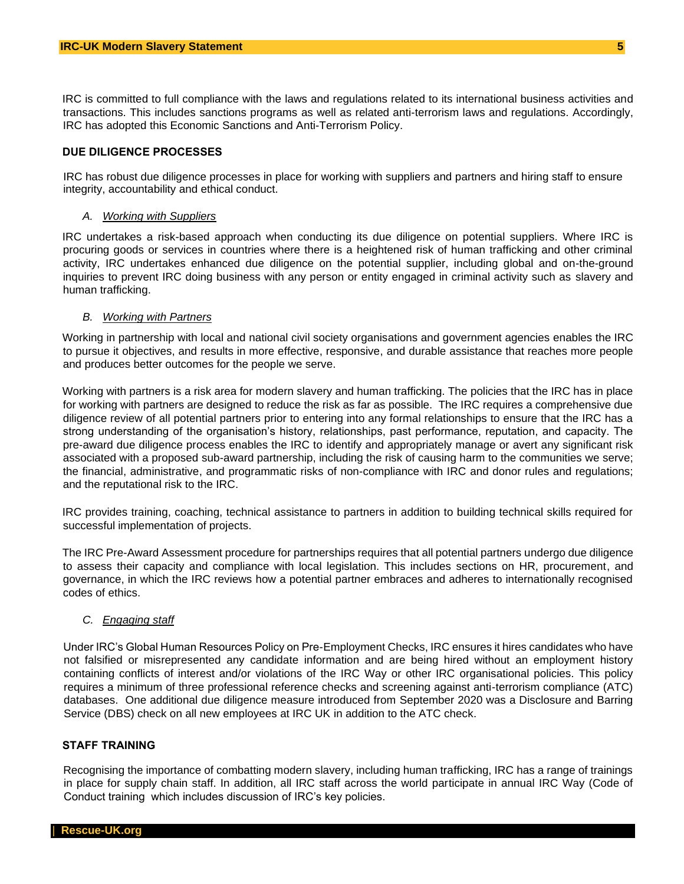IRC is committed to full compliance with the laws and regulations related to its international business activities and transactions. This includes sanctions programs as well as related anti-terrorism laws and regulations. Accordingly, IRC has adopted this Economic Sanctions and Anti-Terrorism Policy.

## DUE DILIGENCE PROCESSES

IRC has robust due diligence processes in place for working with suppliers and partners and hiring staff to ensure integrity, accountability and ethical conduct.

### *A. Working with Suppliers*

IRC undertakes a risk-based approach when conducting its due diligence on potential suppliers. Where IRC is procuring goods or services in countries where there is a heightened risk of human trafficking and other criminal activity, IRC undertakes enhanced due diligence on the potential supplier, including global and on-the-ground inquiries to prevent IRC doing business with any person or entity engaged in criminal activity such as slavery and human trafficking.

### *B. Working with Partners*

Working in partnership with local and national civil society organisations and government agencies enables the IRC to pursue it objectives, and results in more effective, responsive, and durable assistance that reaches more people and produces better outcomes for the people we serve.

Working with partners is a risk area for modern slavery and human trafficking. The policies that the IRC has in place for working with partners are designed to reduce the risk as far as possible. The IRC requires a comprehensive due diligence review of all potential partners prior to entering into any formal relationships to ensure that the IRC has a strong understanding of the organisation's history, relationships, past performance, reputation, and capacity. The pre-award due diligence process enables the IRC to identify and appropriately manage or avert any significant risk associated with a proposed sub-award partnership, including the risk of causing harm to the communities we serve; the financial, administrative, and programmatic risks of non-compliance with IRC and donor rules and regulations; and the reputational risk to the IRC.

IRC provides training, coaching, technical assistance to partners in addition to building technical skills required for successful implementation of projects.

The IRC Pre-Award Assessment procedure for partnerships requires that all potential partners undergo due diligence to assess their capacity and compliance with local legislation. This includes sections on HR, procurement, and governance, in which the IRC reviews how a potential partner embraces and adheres to internationally recognised codes of ethics.

### *C. Engaging staff*

Under IRC's Global Human Resources Policy on Pre-Employment Checks, IRC ensures it hires candidates who have not falsified or misrepresented any candidate information and are being hired without an employment history containing conflicts of interest and/or violations of the IRC Way or other IRC organisational policies. This policy requires a minimum of three professional reference checks and screening against anti-terrorism compliance (ATC) databases. One additional due diligence measure introduced from September 2020 was a Disclosure and Barring Service (DBS) check on all new employees at IRC UK in addition to the ATC check.

## STAFF TRAINING

Recognising the importance of combatting modern slavery, including human trafficking, IRC has a range of trainings in place for supply chain staff. In addition, all IRC staff across the world participate in annual IRC Way (Code of Conduct training which includes discussion of IRC's key policies.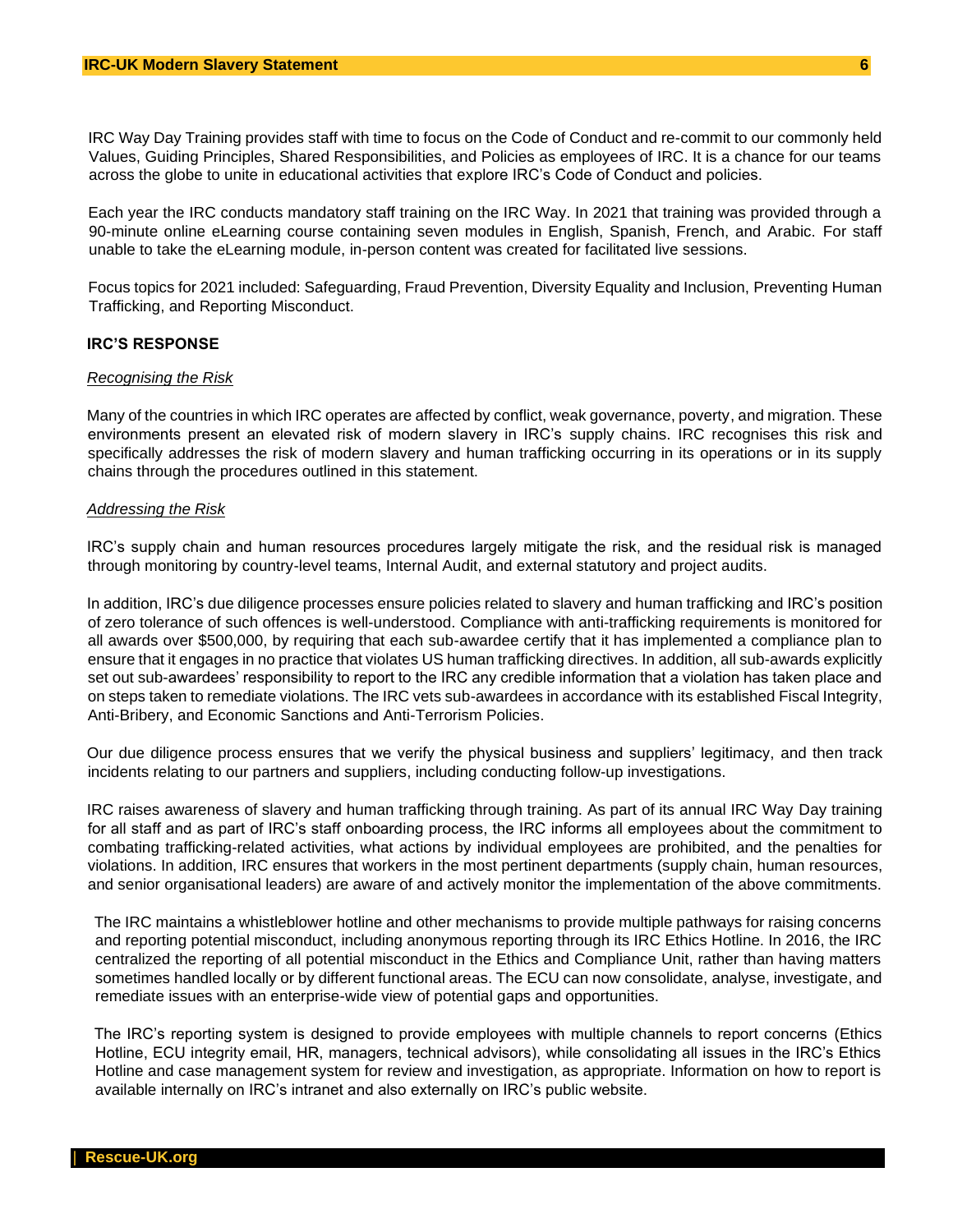IRC Way Day Training provides staff with time to focus on the Code of Conduct and re-commit to our commonly held Values, Guiding Principles, Shared Responsibilities, and Policies as employees of IRC. It is a chance for our teams across the globe to unite in educational activities that explore IRC's Code of Conduct and policies.

Each year the IRC conducts mandatory staff training on the IRC Way. In 2021 that training was provided through a 90-minute online eLearning course containing seven modules in English, Spanish, French, and Arabic. For staff unable to take the eLearning module, in-person content was created for facilitated live sessions.

Focus topics for 2021 included: Safeguarding, Fraud Prevention, Diversity Equality and Inclusion, Preventing Human Trafficking, and Reporting Misconduct.

### IRC'S RESPONSE

*Recognising the Risk*

Many of the countries in which IRC operates are affected by conflict, weak governance, poverty, and migration. These environments present an elevated risk of modern slavery in IRC's supply chains. IRC recognises this risk and specifically addresses the risk of modern slavery and human trafficking occurring in its operations or in its supply chains through the procedures outlined in this statement.

*Addressing the Risk*

IRC's supply chain and human resources procedures largely mitigate the risk, and the residual risk is managed through monitoring by country-level teams, Internal Audit, and external statutory and project audits.

In addition, IRC's due diligence processes ensure policies related to slavery and human trafficking and IRC's position of zero tolerance of such offences is well-understood. Compliance with anti-trafficking requirements is monitored for all awards over $500,000, by requiring that each sub-awardee certify that it has implemented a compliance plan to ensure that it engages in no practice that violates US human trafficking directives. In addition, all sub-awards explicitly set out sub-awardees' responsibility to report to the IRC any credible information that a violation has taken place and on steps taken to remediate violations. The IRC vets sub-awardees in accordance with its established Fiscal Integrity, Anti-Bribery, and Economic Sanctions and Anti-Terrorism Policies.

Our due diligence process ensures that we verify the physical business and suppliers' legitimacy, and then track incidents relating to our partners and suppliers, including conducting follow-up investigations.

IRC raises awareness of slavery and human trafficking through training. As part of its annual IRC Way Day training for all staff and as part of IRC's staff onboarding process, the IRC informs all employees about the commitment to combating trafficking-related activities, what actions by individual employees are prohibited, and the penalties for violations. In addition, IRC ensures that workers in the most pertinent departments (supply chain, human resources, and senior organisational leaders) are aware of and actively monitor the implementation of the above commitments.

The IRC maintains a whistleblower hotline and other mechanisms to provide multiple pathways for raising concerns and reporting potential misconduct, including anonymous reporting through its IRC Ethics Hotline. In 2016, the IRC centralized the reporting of all potential misconduct in the Ethics and Compliance Unit, rather than having matters sometimes handled locally or by different functional areas. The ECU can now consolidate, analyse, investigate, and remediate issues with an enterprise-wide view of potential gaps and opportunities.

The IRC's reporting system is designed to provide employees with multiple channels to report concerns (Ethics Hotline, ECU integrity email, HR, managers, technical advisors), while consolidating all issues in the IRC's Ethics Hotline and case management system for review and investigation, as appropriate. Information on how to report is available internally on IRC's intranet and also externally on IRC's public website.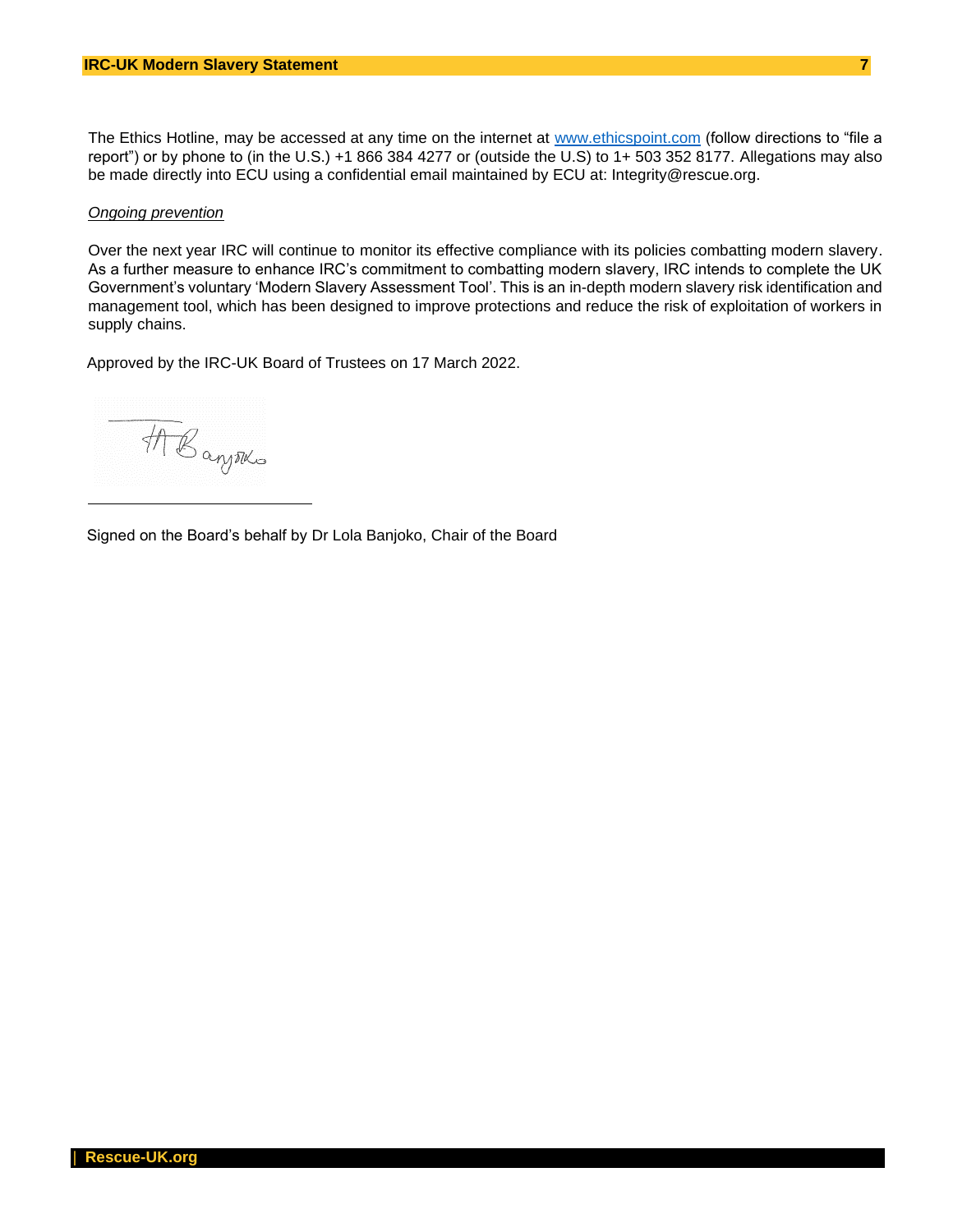The Ethics Hotline, may be accessed at any time on the internet at www.ethicspoint.com (follow directions to "file a report") or by phone to (in the U.S.) +1 866 384 4277 or (outside the U.S) to 1+ 503 352 8177. Allegations may also be made directly into ECU using a confidential email maintained by ECU at: Integrity@rescue.org.

*Ongoing prevention*

Over the next year IRC will continue to monitor its effective compliance with its policies combatting modern slavery. As a further measure to enhance IRC's commitment to combatting modern slavery, IRC intends to complete the UK Government's voluntary 'Modern Slavery Assessment Tool'. This is an in-depth modern slavery risk identification and management tool, which has been designed to improve protections and reduce the risk of exploitation of workers in supply chains.

Approved by the IRC-UK Board of Trustees on 17 March 2022.

Signed on the Board's behalf by Dr Lola Banjoko, Chair of the Board